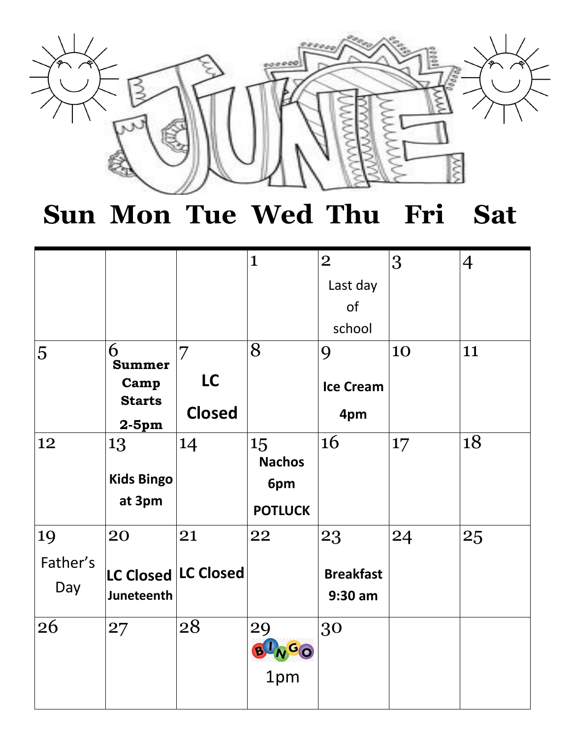# JUNE

| Sun | Mon | Tue | Wed | Thu | Fri | Sat |
|---|---|---|---|---|---|---|
| | | | 1 | 2 Last day of school | 3 | 4 |
| 5 | 6 **Summer Camp Starts 2-5pm** | 7 **LC Closed** | 8 | 9 **Ice Cream 4pm** | 10 | 11 |
| 12 | 13 **Kids Bingo at 3pm** | 14 | 15 **Nachos 6pm POTLUCK** | 16 | 17 | 18 |
| 19 Father's Day | 20 **LC Closed Juneteenth** | 21 **LC Closed** | 22 | 23 **Breakfast 9:30 am** | 24 | 25 |
| 26 | 27 | 28 | 29 BINGO 1pm | 30 | | |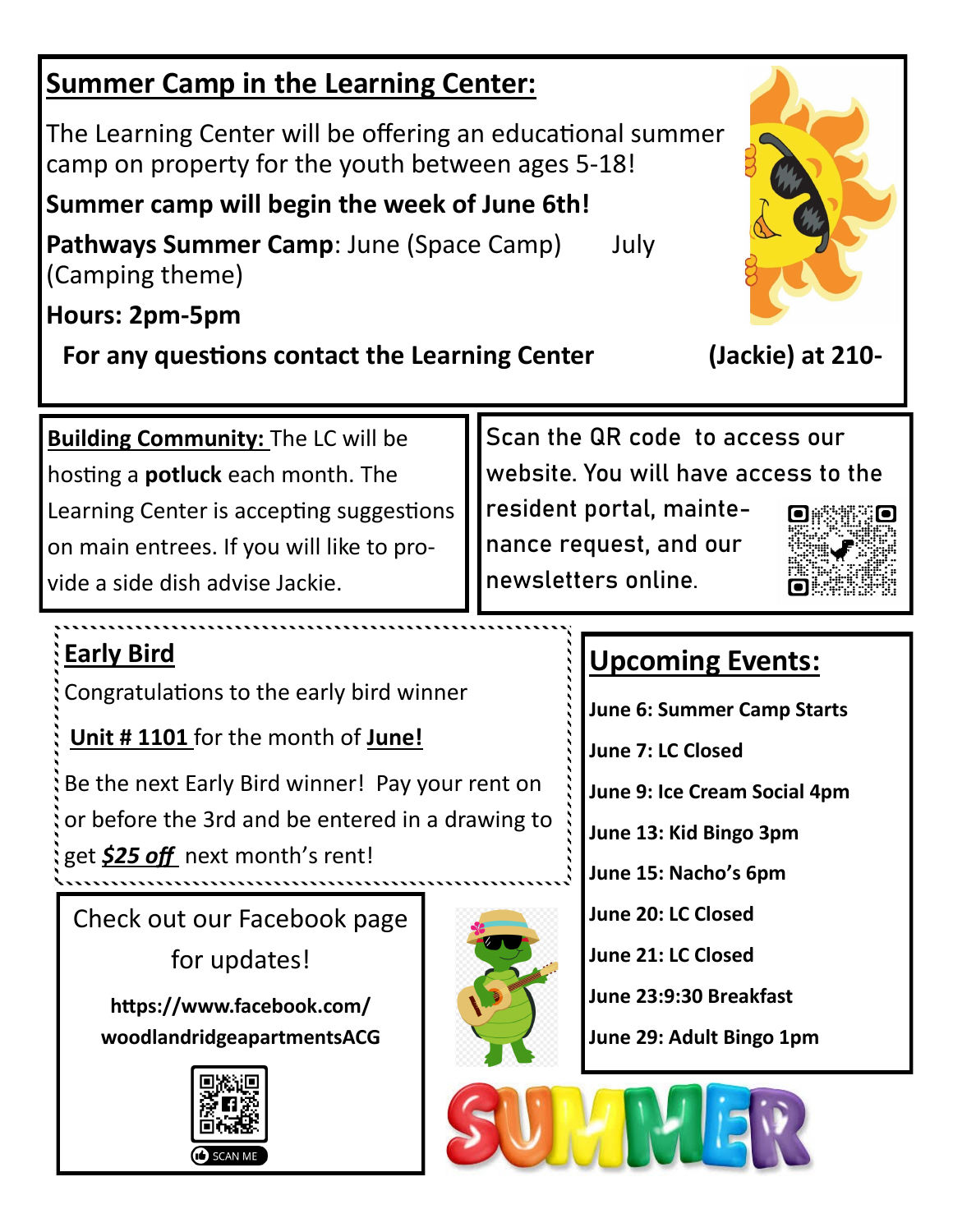## Summer Camp in the Learning Center:

The Learning Center will be offering an educational summer camp on property for the youth between ages 5-18!

**Summer camp will begin the week of June 6th!**

**Pathways Summer Camp**: June (Space Camp) July (Camping theme)

**Hours: 2pm-5pm**

**For any questions contact the Learning Center (Jackie) at 210-**

**Building Community:** The LC will be hosting a **potluck** each month. The Learning Center is accepting suggestions on main entrees. If you will like to provide a side dish advise Jackie.

Scan the QR code to access our website. You will have access to the resident portal, maintenance request, and our newsletters online.

## Early Bird

Congratulations to the early bird winner

**Unit # 1101** for the month of **June!**

Be the next Early Bird winner! Pay your rent on or before the 3rd and be entered in a drawing to get ***$25 off*** next month's rent!

## Upcoming Events:

**June 6: Summer Camp Starts**

**June 7: LC Closed**

**June 9: Ice Cream Social 4pm**

**June 13: Kid Bingo 3pm**

**June 15: Nacho's 6pm**

**June 20: LC Closed**

**June 21: LC Closed**

**June 23:9:30 Breakfast**

**June 29: Adult Bingo 1pm**

Check out our Facebook page for updates!

**https://www.facebook.com/woodlandridgeapartmentsACG**

SCAN ME

SUMMER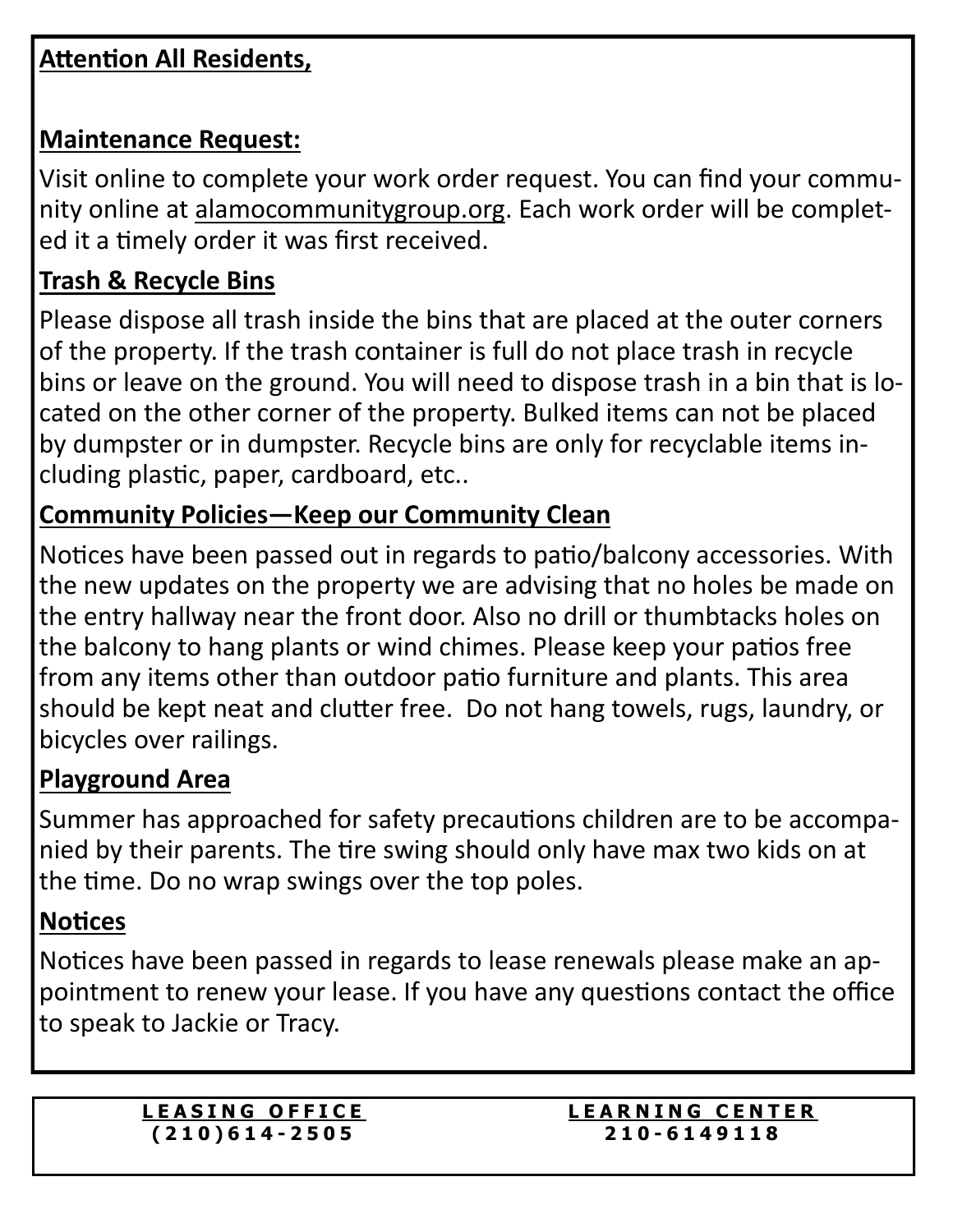**Attention All Residents,**

## Maintenance Request:

Visit online to complete your work order request. You can find your community online at alamocommunitygroup.org. Each work order will be completed it a timely order it was first received.

## Trash & Recycle Bins

Please dispose all trash inside the bins that are placed at the outer corners of the property. If the trash container is full do not place trash in recycle bins or leave on the ground. You will need to dispose trash in a bin that is located on the other corner of the property. Bulked items can not be placed by dumpster or in dumpster. Recycle bins are only for recyclable items including plastic, paper, cardboard, etc..

## Community Policies—Keep our Community Clean

Notices have been passed out in regards to patio/balcony accessories. With the new updates on the property we are advising that no holes be made on the entry hallway near the front door. Also no drill or thumbtacks holes on the balcony to hang plants or wind chimes. Please keep your patios free from any items other than outdoor patio furniture and plants. This area should be kept neat and clutter free. Do not hang towels, rugs, laundry, or bicycles over railings.

## Playground Area

Summer has approached for safety precautions children are to be accompanied by their parents. The tire swing should only have max two kids on at the time. Do no wrap swings over the top poles.

## Notices

Notices have been passed in regards to lease renewals please make an appointment to renew your lease. If you have any questions contact the office to speak to Jackie or Tracy.

**LEASING OFFICE**
**(210)614-2505**

**LEARNING CENTER**
**210-6149118**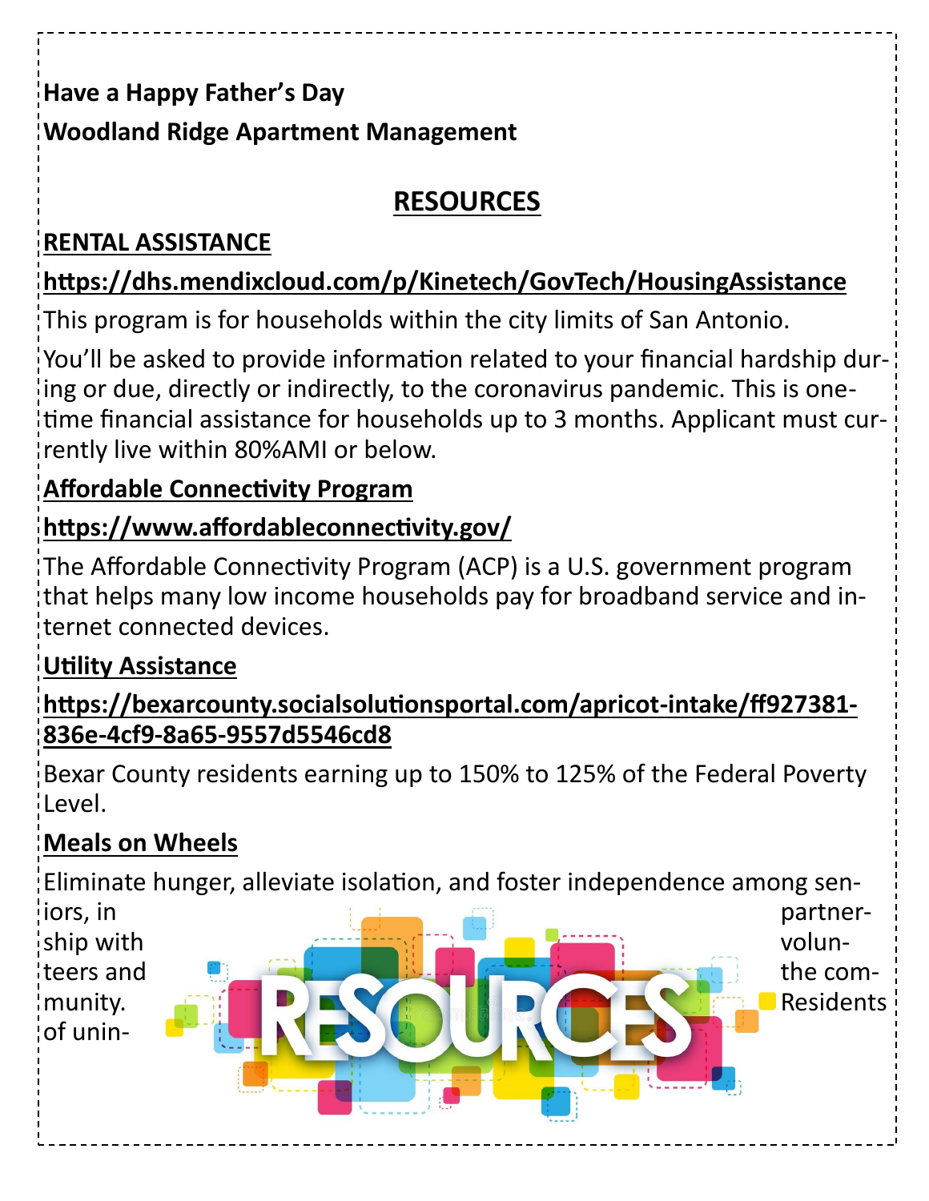**Have a Happy Father's Day**

**Woodland Ridge Apartment Management**

## RESOURCES

### RENTAL ASSISTANCE

**https://dhs.mendixcloud.com/p/Kinetech/GovTech/HousingAssistance**

This program is for households within the city limits of San Antonio.

You'll be asked to provide information related to your financial hardship during or due, directly or indirectly, to the coronavirus pandemic. This is one-time financial assistance for households up to 3 months. Applicant must currently live within 80%AMI or below.

### Affordable Connectivity Program

**https://www.affordableconnectivity.gov/**

The Affordable Connectivity Program (ACP) is a U.S. government program that helps many low income households pay for broadband service and internet connected devices.

### Utility Assistance

**https://bexarcounty.socialsolutionsportal.com/apricot-intake/ff927381-836e-4cf9-8a65-9557d5546cd8**

Bexar County residents earning up to 150% to 125% of the Federal Poverty Level.

### Meals on Wheels

Eliminate hunger, alleviate isolation, and foster independence among seniors, in partnership with volunteers and the community. Residents of unin-